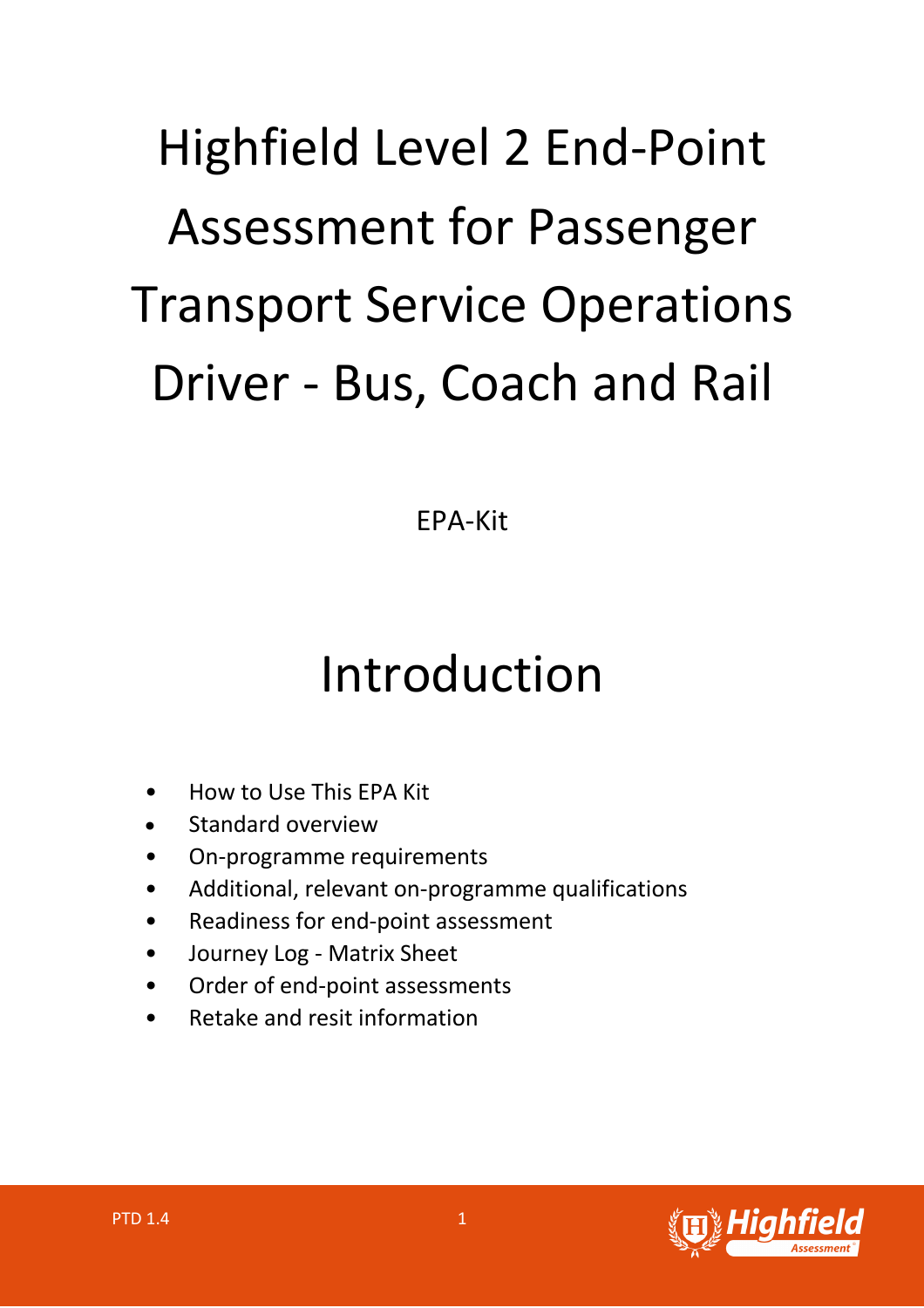# Highfield Level 2 End-Point Assessment for Passenger Transport Service Operations Driver - Bus, Coach and Rail

EPA-Kit

# Introduction

- How to Use This EPA Kit
- Standard overview
- On-programme requirements
- Additional, relevant on-programme qualifications
- Readiness for end-point assessment
- Journey Log - Matrix Sheet
- Order of end-point assessments
- Retake and resit information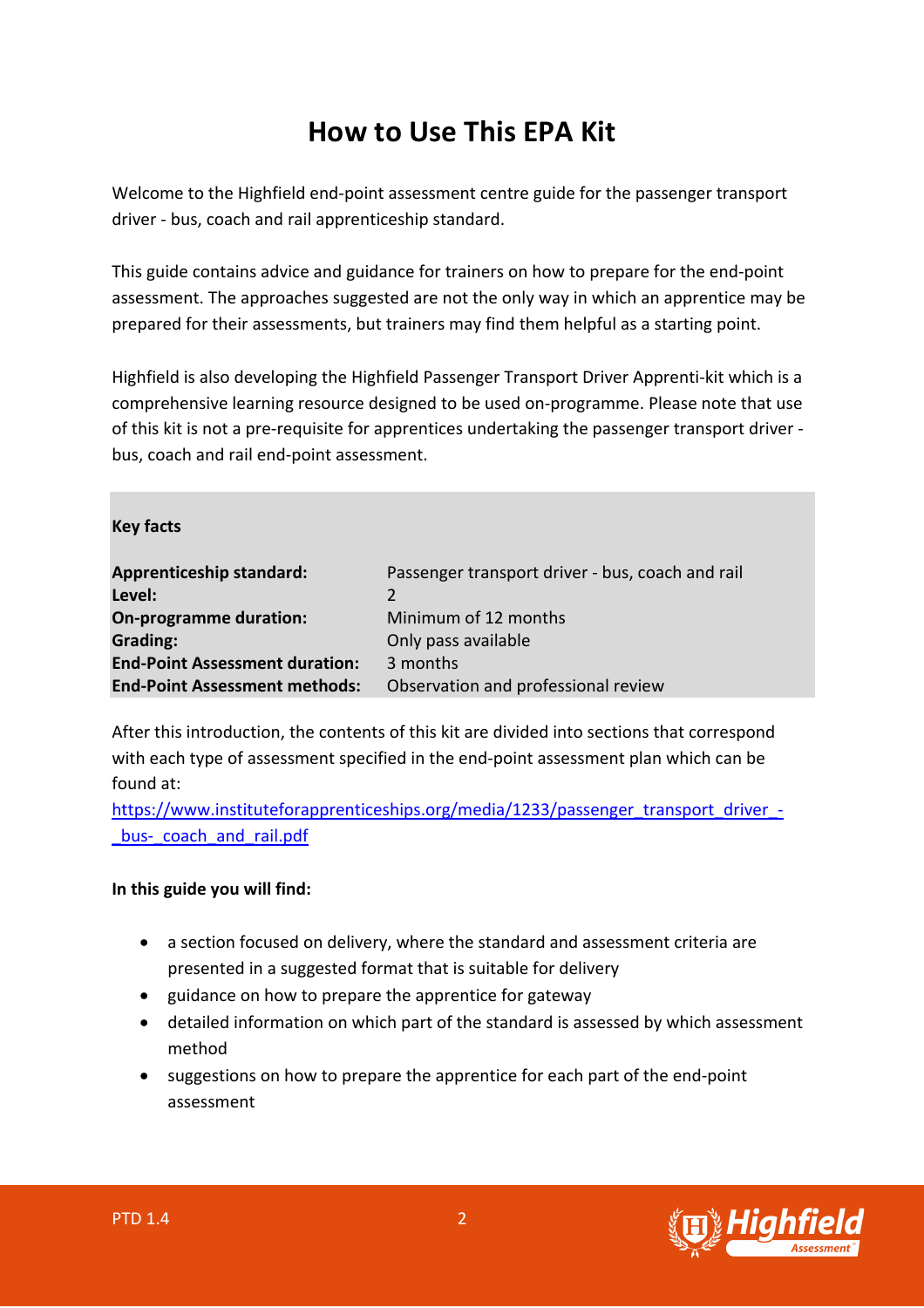# How to Use This EPA Kit

Welcome to the Highfield end-point assessment centre guide for the passenger transport driver - bus, coach and rail apprenticeship standard.

This guide contains advice and guidance for trainers on how to prepare for the end-point assessment. The approaches suggested are not the only way in which an apprentice may be prepared for their assessments, but trainers may find them helpful as a starting point.

Highfield is also developing the Highfield Passenger Transport Driver Apprenti-kit which is a comprehensive learning resource designed to be used on-programme. Please note that use of this kit is not a pre-requisite for apprentices undertaking the passenger transport driver - bus, coach and rail end-point assessment.

**Key facts**

| | |
|---|---|
| **Apprenticeship standard:** | Passenger transport driver - bus, coach and rail |
| **Level:** | 2 |
| **On-programme duration:** | Minimum of 12 months |
| **Grading:** | Only pass available |
| **End-Point Assessment duration:** | 3 months |
| **End-Point Assessment methods:** | Observation and professional review |

After this introduction, the contents of this kit are divided into sections that correspond with each type of assessment specified in the end-point assessment plan which can be found at:
https://www.instituteforapprenticeships.org/media/1233/passenger_transport_driver_-_bus-_coach_and_rail.pdf

**In this guide you will find:**

- a section focused on delivery, where the standard and assessment criteria are presented in a suggested format that is suitable for delivery
- guidance on how to prepare the apprentice for gateway
- detailed information on which part of the standard is assessed by which assessment method
- suggestions on how to prepare the apprentice for each part of the end-point assessment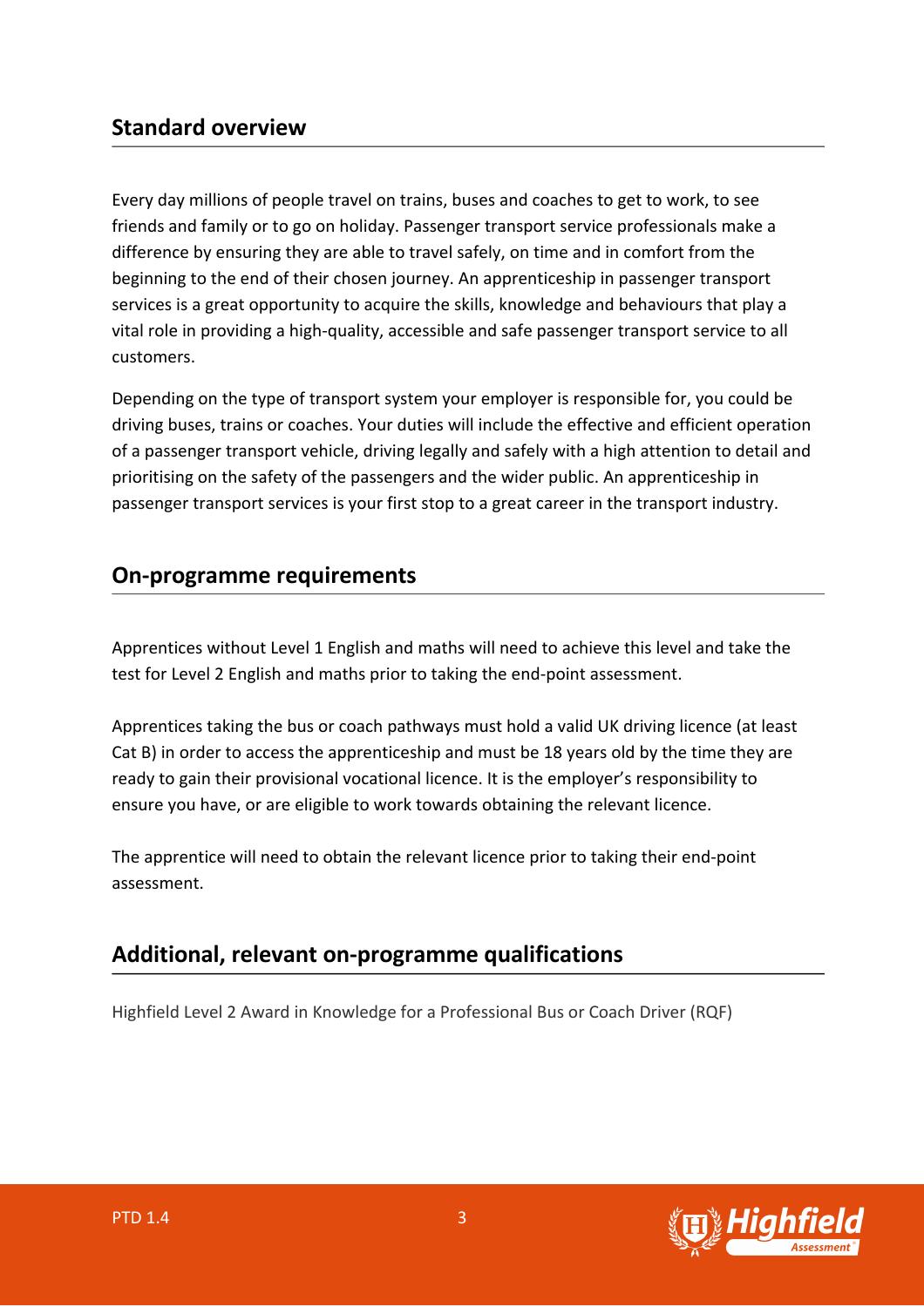## Standard overview

Every day millions of people travel on trains, buses and coaches to get to work, to see friends and family or to go on holiday. Passenger transport service professionals make a difference by ensuring they are able to travel safely, on time and in comfort from the beginning to the end of their chosen journey. An apprenticeship in passenger transport services is a great opportunity to acquire the skills, knowledge and behaviours that play a vital role in providing a high-quality, accessible and safe passenger transport service to all customers.

Depending on the type of transport system your employer is responsible for, you could be driving buses, trains or coaches. Your duties will include the effective and efficient operation of a passenger transport vehicle, driving legally and safely with a high attention to detail and prioritising on the safety of the passengers and the wider public. An apprenticeship in passenger transport services is your first stop to a great career in the transport industry.

## On-programme requirements

Apprentices without Level 1 English and maths will need to achieve this level and take the test for Level 2 English and maths prior to taking the end-point assessment.

Apprentices taking the bus or coach pathways must hold a valid UK driving licence (at least Cat B) in order to access the apprenticeship and must be 18 years old by the time they are ready to gain their provisional vocational licence. It is the employer's responsibility to ensure you have, or are eligible to work towards obtaining the relevant licence.

The apprentice will need to obtain the relevant licence prior to taking their end-point assessment.

## Additional, relevant on-programme qualifications

Highfield Level 2 Award in Knowledge for a Professional Bus or Coach Driver (RQF)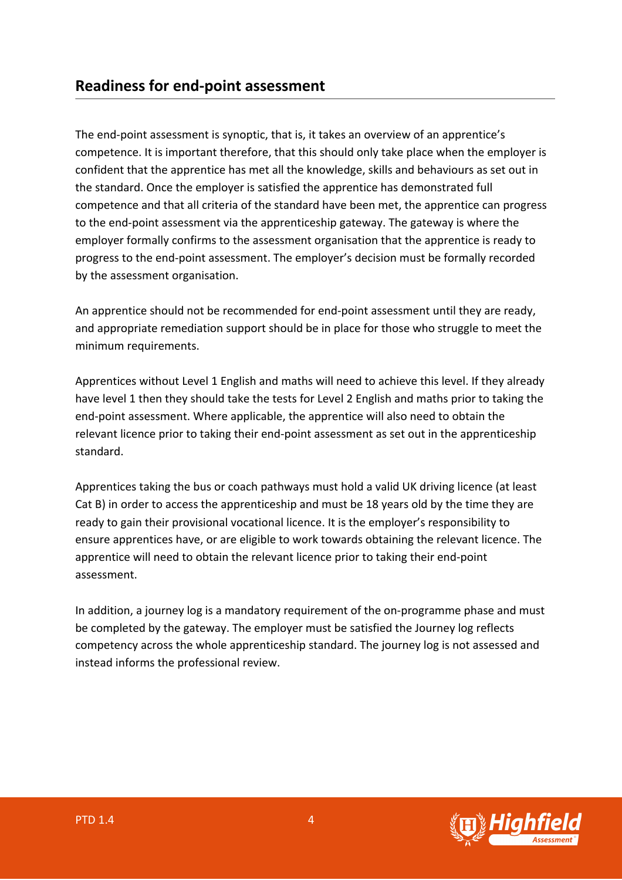## Readiness for end-point assessment

The end-point assessment is synoptic, that is, it takes an overview of an apprentice's competence. It is important therefore, that this should only take place when the employer is confident that the apprentice has met all the knowledge, skills and behaviours as set out in the standard. Once the employer is satisfied the apprentice has demonstrated full competence and that all criteria of the standard have been met, the apprentice can progress to the end-point assessment via the apprenticeship gateway. The gateway is where the employer formally confirms to the assessment organisation that the apprentice is ready to progress to the end-point assessment. The employer's decision must be formally recorded by the assessment organisation.

An apprentice should not be recommended for end-point assessment until they are ready, and appropriate remediation support should be in place for those who struggle to meet the minimum requirements.

Apprentices without Level 1 English and maths will need to achieve this level. If they already have level 1 then they should take the tests for Level 2 English and maths prior to taking the end-point assessment. Where applicable, the apprentice will also need to obtain the relevant licence prior to taking their end-point assessment as set out in the apprenticeship standard.

Apprentices taking the bus or coach pathways must hold a valid UK driving licence (at least Cat B) in order to access the apprenticeship and must be 18 years old by the time they are ready to gain their provisional vocational licence. It is the employer's responsibility to ensure apprentices have, or are eligible to work towards obtaining the relevant licence. The apprentice will need to obtain the relevant licence prior to taking their end-point assessment.

In addition, a journey log is a mandatory requirement of the on-programme phase and must be completed by the gateway. The employer must be satisfied the Journey log reflects competency across the whole apprenticeship standard. The journey log is not assessed and instead informs the professional review.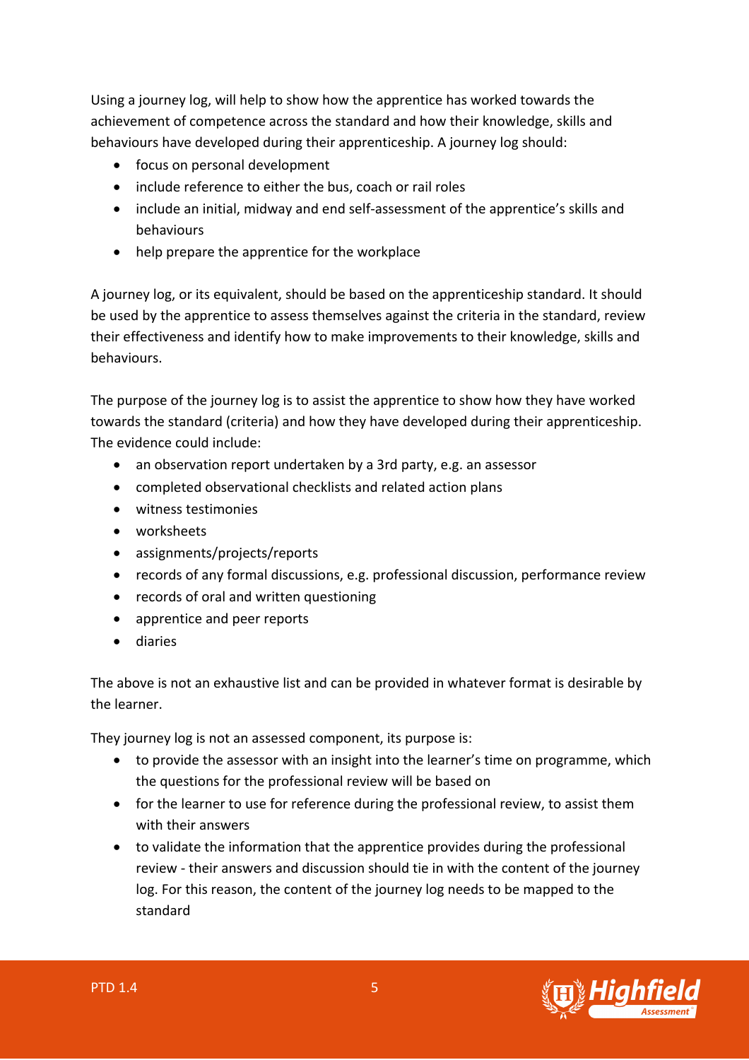Using a journey log, will help to show how the apprentice has worked towards the achievement of competence across the standard and how their knowledge, skills and behaviours have developed during their apprenticeship. A journey log should:

- focus on personal development
- include reference to either the bus, coach or rail roles
- include an initial, midway and end self-assessment of the apprentice's skills and behaviours
- help prepare the apprentice for the workplace

A journey log, or its equivalent, should be based on the apprenticeship standard. It should be used by the apprentice to assess themselves against the criteria in the standard, review their effectiveness and identify how to make improvements to their knowledge, skills and behaviours.

The purpose of the journey log is to assist the apprentice to show how they have worked towards the standard (criteria) and how they have developed during their apprenticeship. The evidence could include:

- an observation report undertaken by a 3rd party, e.g. an assessor
- completed observational checklists and related action plans
- witness testimonies
- worksheets
- assignments/projects/reports
- records of any formal discussions, e.g. professional discussion, performance review
- records of oral and written questioning
- apprentice and peer reports
- diaries

The above is not an exhaustive list and can be provided in whatever format is desirable by the learner.

They journey log is not an assessed component, its purpose is:

- to provide the assessor with an insight into the learner's time on programme, which the questions for the professional review will be based on
- for the learner to use for reference during the professional review, to assist them with their answers
- to validate the information that the apprentice provides during the professional review - their answers and discussion should tie in with the content of the journey log. For this reason, the content of the journey log needs to be mapped to the standard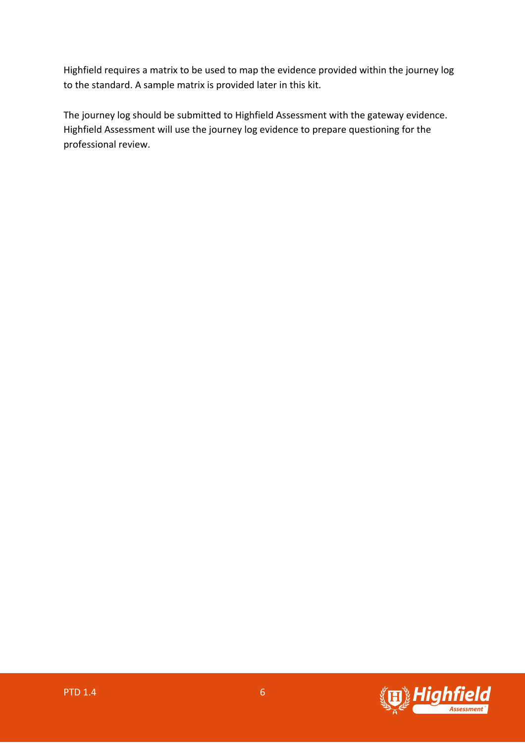Highfield requires a matrix to be used to map the evidence provided within the journey log to the standard. A sample matrix is provided later in this kit.

The journey log should be submitted to Highfield Assessment with the gateway evidence. Highfield Assessment will use the journey log evidence to prepare questioning for the professional review.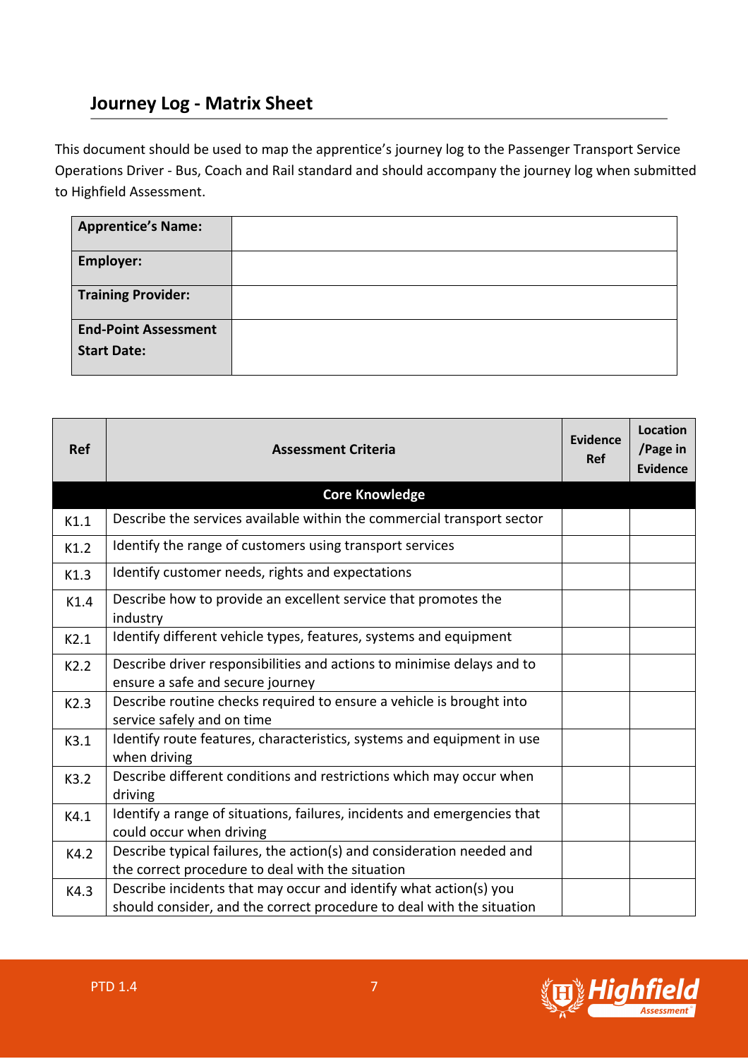## Journey Log - Matrix Sheet

This document should be used to map the apprentice's journey log to the Passenger Transport Service Operations Driver - Bus, Coach and Rail standard and should accompany the journey log when submitted to Highfield Assessment.

| **Apprentice's Name:** | |
|---|---|
| **Employer:** | |
| **Training Provider:** | |
| **End-Point Assessment Start Date:** | |

| Ref | Assessment Criteria | Evidence Ref | Location /Page in Evidence |
|---|---|---|---|
| | **Core Knowledge** | | |
| K1.1 | Describe the services available within the commercial transport sector | | |
| K1.2 | Identify the range of customers using transport services | | |
| K1.3 | Identify customer needs, rights and expectations | | |
| K1.4 | Describe how to provide an excellent service that promotes the industry | | |
| K2.1 | Identify different vehicle types, features, systems and equipment | | |
| K2.2 | Describe driver responsibilities and actions to minimise delays and to ensure a safe and secure journey | | |
| K2.3 | Describe routine checks required to ensure a vehicle is brought into service safely and on time | | |
| K3.1 | Identify route features, characteristics, systems and equipment in use when driving | | |
| K3.2 | Describe different conditions and restrictions which may occur when driving | | |
| K4.1 | Identify a range of situations, failures, incidents and emergencies that could occur when driving | | |
| K4.2 | Describe typical failures, the action(s) and consideration needed and the correct procedure to deal with the situation | | |
| K4.3 | Describe incidents that may occur and identify what action(s) you should consider, and the correct procedure to deal with the situation | | |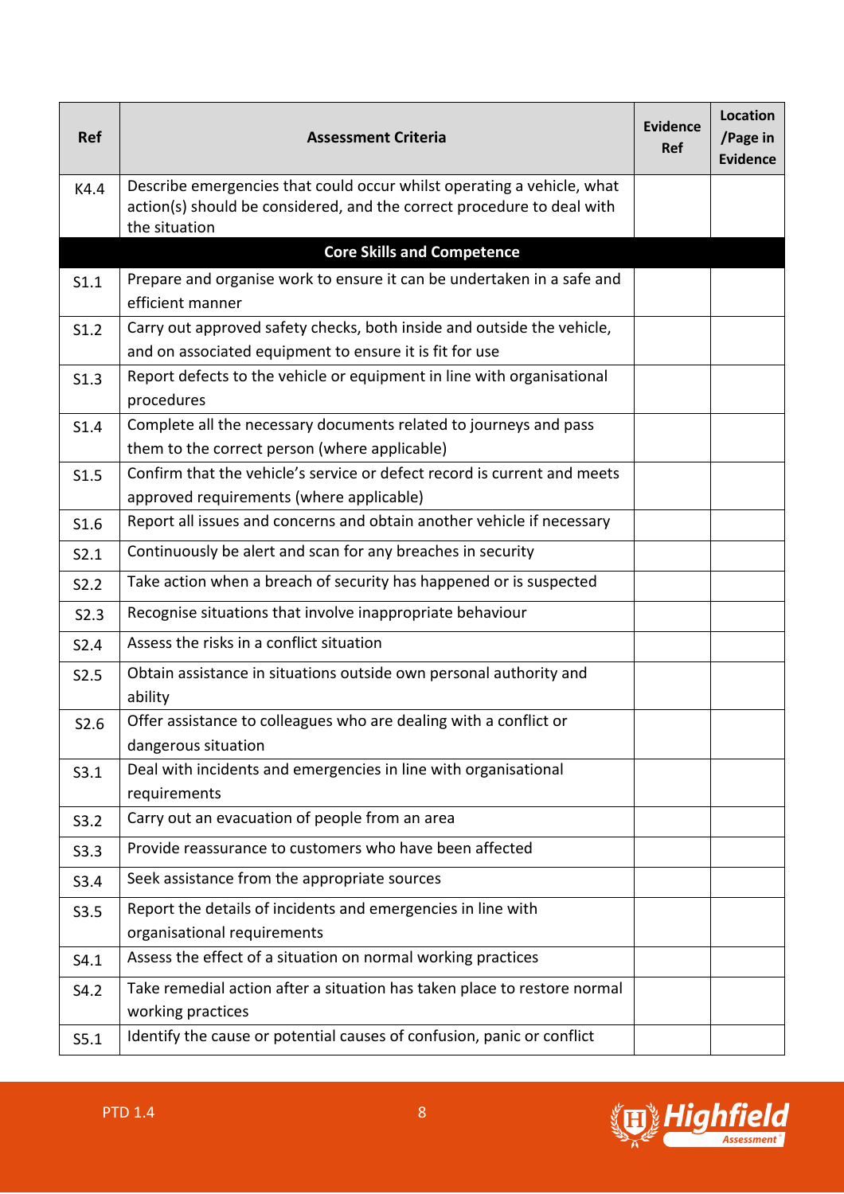| Ref | Assessment Criteria | Evidence Ref | Location /Page in Evidence |
|---|---|---|---|
| K4.4 | Describe emergencies that could occur whilst operating a vehicle, what action(s) should be considered, and the correct procedure to deal with the situation | | |
| | **Core Skills and Competence** | | |
| S1.1 | Prepare and organise work to ensure it can be undertaken in a safe and efficient manner | | |
| S1.2 | Carry out approved safety checks, both inside and outside the vehicle, and on associated equipment to ensure it is fit for use | | |
| S1.3 | Report defects to the vehicle or equipment in line with organisational procedures | | |
| S1.4 | Complete all the necessary documents related to journeys and pass them to the correct person (where applicable) | | |
| S1.5 | Confirm that the vehicle's service or defect record is current and meets approved requirements (where applicable) | | |
| S1.6 | Report all issues and concerns and obtain another vehicle if necessary | | |
| S2.1 | Continuously be alert and scan for any breaches in security | | |
| S2.2 | Take action when a breach of security has happened or is suspected | | |
| S2.3 | Recognise situations that involve inappropriate behaviour | | |
| S2.4 | Assess the risks in a conflict situation | | |
| S2.5 | Obtain assistance in situations outside own personal authority and ability | | |
| S2.6 | Offer assistance to colleagues who are dealing with a conflict or dangerous situation | | |
| S3.1 | Deal with incidents and emergencies in line with organisational requirements | | |
| S3.2 | Carry out an evacuation of people from an area | | |
| S3.3 | Provide reassurance to customers who have been affected | | |
| S3.4 | Seek assistance from the appropriate sources | | |
| S3.5 | Report the details of incidents and emergencies in line with organisational requirements | | |
| S4.1 | Assess the effect of a situation on normal working practices | | |
| S4.2 | Take remedial action after a situation has taken place to restore normal working practices | | |
| S5.1 | Identify the cause or potential causes of confusion, panic or conflict | | |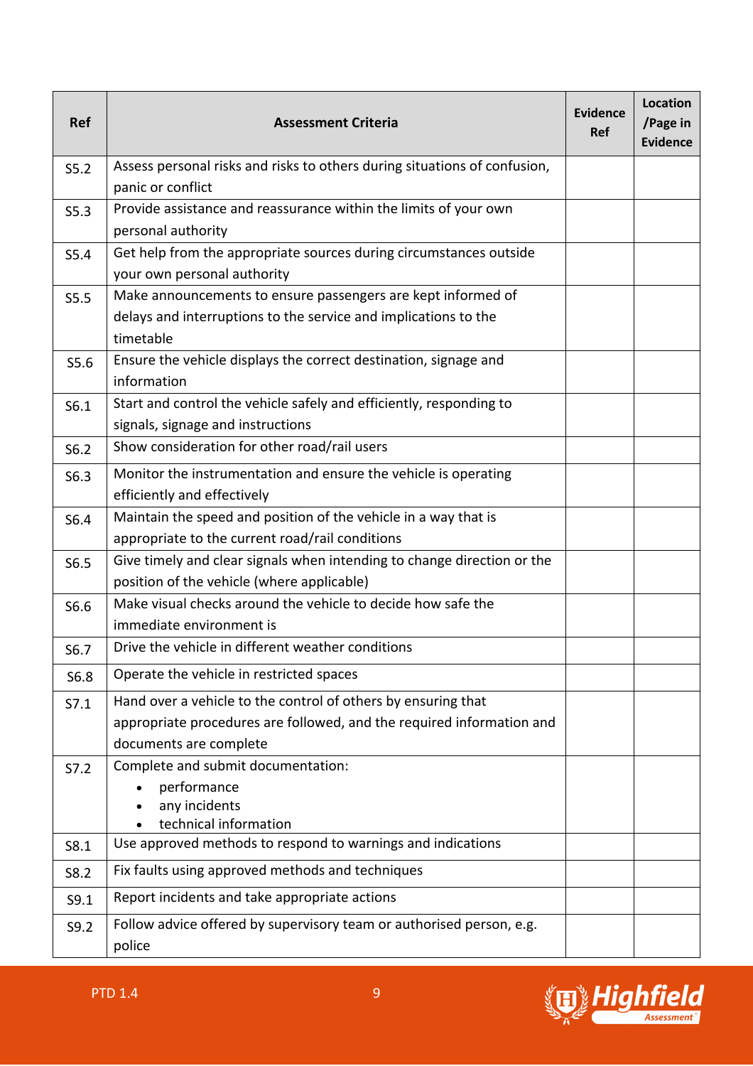| Ref | Assessment Criteria | Evidence Ref | Location /Page in Evidence |
|---|---|---|---|
| S5.2 | Assess personal risks and risks to others during situations of confusion, panic or conflict | | |
| S5.3 | Provide assistance and reassurance within the limits of your own personal authority | | |
| S5.4 | Get help from the appropriate sources during circumstances outside your own personal authority | | |
| S5.5 | Make announcements to ensure passengers are kept informed of delays and interruptions to the service and implications to the timetable | | |
| S5.6 | Ensure the vehicle displays the correct destination, signage and information | | |
| S6.1 | Start and control the vehicle safely and efficiently, responding to signals, signage and instructions | | |
| S6.2 | Show consideration for other road/rail users | | |
| S6.3 | Monitor the instrumentation and ensure the vehicle is operating efficiently and effectively | | |
| S6.4 | Maintain the speed and position of the vehicle in a way that is appropriate to the current road/rail conditions | | |
| S6.5 | Give timely and clear signals when intending to change direction or the position of the vehicle (where applicable) | | |
| S6.6 | Make visual checks around the vehicle to decide how safe the immediate environment is | | |
| S6.7 | Drive the vehicle in different weather conditions | | |
| S6.8 | Operate the vehicle in restricted spaces | | |
| S7.1 | Hand over a vehicle to the control of others by ensuring that appropriate procedures are followed, and the required information and documents are complete | | |
| S7.2 | Complete and submit documentation:<br>• performance<br>• any incidents<br>• technical information | | |
| S8.1 | Use approved methods to respond to warnings and indications | | |
| S8.2 | Fix faults using approved methods and techniques | | |
| S9.1 | Report incidents and take appropriate actions | | |
| S9.2 | Follow advice offered by supervisory team or authorised person, e.g. police | | |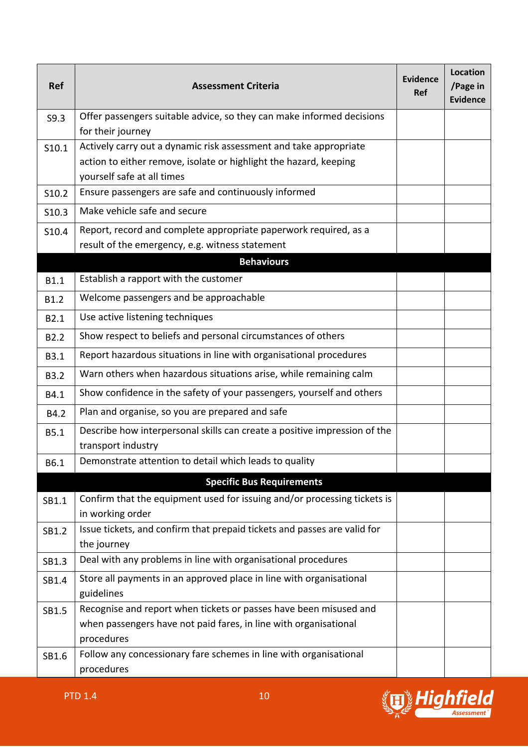| Ref | Assessment Criteria | Evidence Ref | Location /Page in Evidence |
|---|---|---|---|
| S9.3 | Offer passengers suitable advice, so they can make informed decisions for their journey | | |
| S10.1 | Actively carry out a dynamic risk assessment and take appropriate action to either remove, isolate or highlight the hazard, keeping yourself safe at all times | | |
| S10.2 | Ensure passengers are safe and continuously informed | | |
| S10.3 | Make vehicle safe and secure | | |
| S10.4 | Report, record and complete appropriate paperwork required, as a result of the emergency, e.g. witness statement | | |
| | **Behaviours** | | |
| B1.1 | Establish a rapport with the customer | | |
| B1.2 | Welcome passengers and be approachable | | |
| B2.1 | Use active listening techniques | | |
| B2.2 | Show respect to beliefs and personal circumstances of others | | |
| B3.1 | Report hazardous situations in line with organisational procedures | | |
| B3.2 | Warn others when hazardous situations arise, while remaining calm | | |
| B4.1 | Show confidence in the safety of your passengers, yourself and others | | |
| B4.2 | Plan and organise, so you are prepared and safe | | |
| B5.1 | Describe how interpersonal skills can create a positive impression of the transport industry | | |
| B6.1 | Demonstrate attention to detail which leads to quality | | |
| | **Specific Bus Requirements** | | |
| SB1.1 | Confirm that the equipment used for issuing and/or processing tickets is in working order | | |
| SB1.2 | Issue tickets, and confirm that prepaid tickets and passes are valid for the journey | | |
| SB1.3 | Deal with any problems in line with organisational procedures | | |
| SB1.4 | Store all payments in an approved place in line with organisational guidelines | | |
| SB1.5 | Recognise and report when tickets or passes have been misused and when passengers have not paid fares, in line with organisational procedures | | |
| SB1.6 | Follow any concessionary fare schemes in line with organisational procedures | | |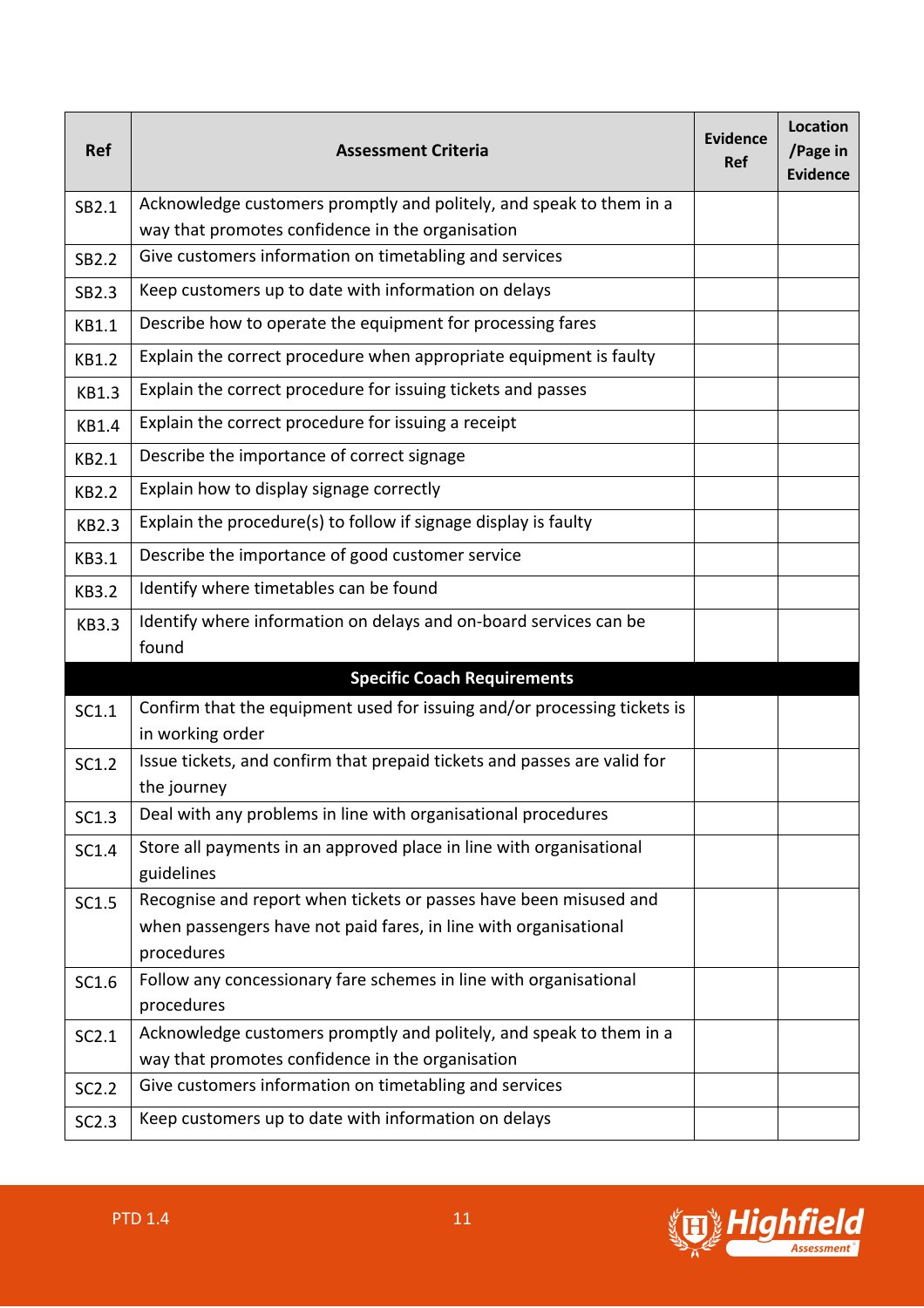| Ref | Assessment Criteria | Evidence Ref | Location /Page in Evidence |
|---|---|---|---|
| SB2.1 | Acknowledge customers promptly and politely, and speak to them in a way that promotes confidence in the organisation | | |
| SB2.2 | Give customers information on timetabling and services | | |
| SB2.3 | Keep customers up to date with information on delays | | |
| KB1.1 | Describe how to operate the equipment for processing fares | | |
| KB1.2 | Explain the correct procedure when appropriate equipment is faulty | | |
| KB1.3 | Explain the correct procedure for issuing tickets and passes | | |
| KB1.4 | Explain the correct procedure for issuing a receipt | | |
| KB2.1 | Describe the importance of correct signage | | |
| KB2.2 | Explain how to display signage correctly | | |
| KB2.3 | Explain the procedure(s) to follow if signage display is faulty | | |
| KB3.1 | Describe the importance of good customer service | | |
| KB3.2 | Identify where timetables can be found | | |
| KB3.3 | Identify where information on delays and on-board services can be found | | |
| **Specific Coach Requirements** | | | |
| SC1.1 | Confirm that the equipment used for issuing and/or processing tickets is in working order | | |
| SC1.2 | Issue tickets, and confirm that prepaid tickets and passes are valid for the journey | | |
| SC1.3 | Deal with any problems in line with organisational procedures | | |
| SC1.4 | Store all payments in an approved place in line with organisational guidelines | | |
| SC1.5 | Recognise and report when tickets or passes have been misused and when passengers have not paid fares, in line with organisational procedures | | |
| SC1.6 | Follow any concessionary fare schemes in line with organisational procedures | | |
| SC2.1 | Acknowledge customers promptly and politely, and speak to them in a way that promotes confidence in the organisation | | |
| SC2.2 | Give customers information on timetabling and services | | |
| SC2.3 | Keep customers up to date with information on delays | | |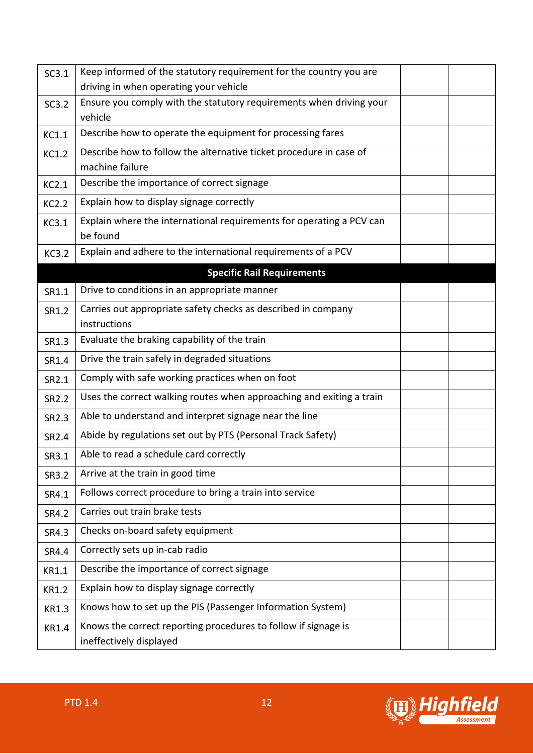| | | | |
|---|---|---|---|
| SC3.1 | Keep informed of the statutory requirement for the country you are driving in when operating your vehicle | | |
| SC3.2 | Ensure you comply with the statutory requirements when driving your vehicle | | |
| KC1.1 | Describe how to operate the equipment for processing fares | | |
| KC1.2 | Describe how to follow the alternative ticket procedure in case of machine failure | | |
| KC2.1 | Describe the importance of correct signage | | |
| KC2.2 | Explain how to display signage correctly | | |
| KC3.1 | Explain where the international requirements for operating a PCV can be found | | |
| KC3.2 | Explain and adhere to the international requirements of a PCV | | |
| | **Specific Rail Requirements** | | |
| SR1.1 | Drive to conditions in an appropriate manner | | |
| SR1.2 | Carries out appropriate safety checks as described in company instructions | | |
| SR1.3 | Evaluate the braking capability of the train | | |
| SR1.4 | Drive the train safely in degraded situations | | |
| SR2.1 | Comply with safe working practices when on foot | | |
| SR2.2 | Uses the correct walking routes when approaching and exiting a train | | |
| SR2.3 | Able to understand and interpret signage near the line | | |
| SR2.4 | Abide by regulations set out by PTS (Personal Track Safety) | | |
| SR3.1 | Able to read a schedule card correctly | | |
| SR3.2 | Arrive at the train in good time | | |
| SR4.1 | Follows correct procedure to bring a train into service | | |
| SR4.2 | Carries out train brake tests | | |
| SR4.3 | Checks on-board safety equipment | | |
| SR4.4 | Correctly sets up in-cab radio | | |
| KR1.1 | Describe the importance of correct signage | | |
| KR1.2 | Explain how to display signage correctly | | |
| KR1.3 | Knows how to set up the PIS (Passenger Information System) | | |
| KR1.4 | Knows the correct reporting procedures to follow if signage is ineffectively displayed | | |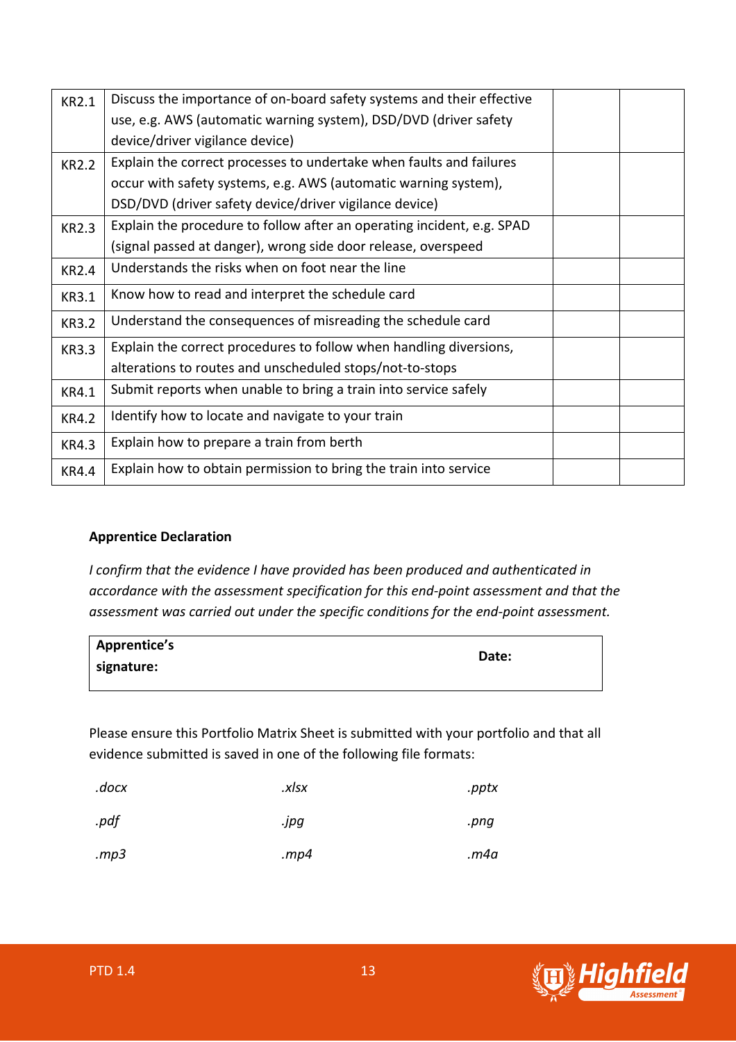| | | | |
|---|---|---|---|
| KR2.1 | Discuss the importance of on-board safety systems and their effective use, e.g. AWS (automatic warning system), DSD/DVD (driver safety device/driver vigilance device) | | |
| KR2.2 | Explain the correct processes to undertake when faults and failures occur with safety systems, e.g. AWS (automatic warning system), DSD/DVD (driver safety device/driver vigilance device) | | |
| KR2.3 | Explain the procedure to follow after an operating incident, e.g. SPAD (signal passed at danger), wrong side door release, overspeed | | |
| KR2.4 | Understands the risks when on foot near the line | | |
| KR3.1 | Know how to read and interpret the schedule card | | |
| KR3.2 | Understand the consequences of misreading the schedule card | | |
| KR3.3 | Explain the correct procedures to follow when handling diversions, alterations to routes and unscheduled stops/not-to-stops | | |
| KR4.1 | Submit reports when unable to bring a train into service safely | | |
| KR4.2 | Identify how to locate and navigate to your train | | |
| KR4.3 | Explain how to prepare a train from berth | | |
| KR4.4 | Explain how to obtain permission to bring the train into service | | |

**Apprentice Declaration**

*I confirm that the evidence I have provided has been produced and authenticated in accordance with the assessment specification for this end-point assessment and that the assessment was carried out under the specific conditions for the end-point assessment.*

| **Apprentice's signature:** | **Date:** |
|---|---|

Please ensure this Portfolio Matrix Sheet is submitted with your portfolio and that all evidence submitted is saved in one of the following file formats:

| | | |
|---|---|---|
| *.docx* | *.xlsx* | *.pptx* |
| *.pdf* | *.jpg* | *.png* |
| *.mp3* | *.mp4* | *.m4a* |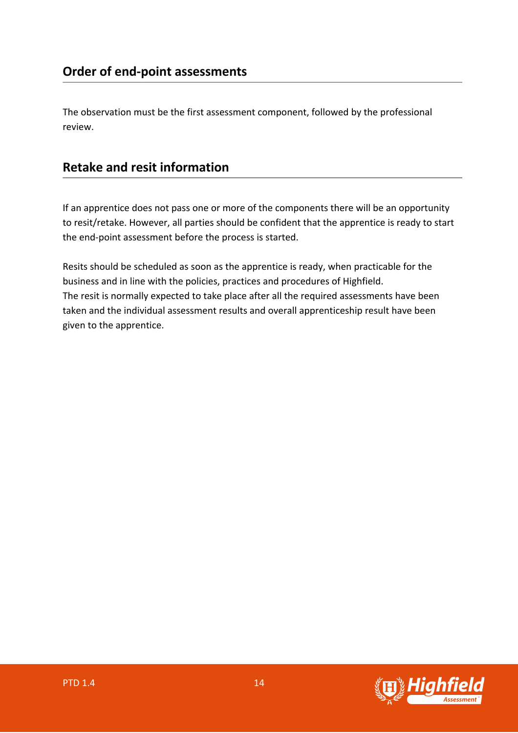## Order of end-point assessments

The observation must be the first assessment component, followed by the professional review.

## Retake and resit information

If an apprentice does not pass one or more of the components there will be an opportunity to resit/retake. However, all parties should be confident that the apprentice is ready to start the end-point assessment before the process is started.

Resits should be scheduled as soon as the apprentice is ready, when practicable for the business and in line with the policies, practices and procedures of Highfield.
The resit is normally expected to take place after all the required assessments have been taken and the individual assessment results and overall apprenticeship result have been given to the apprentice.